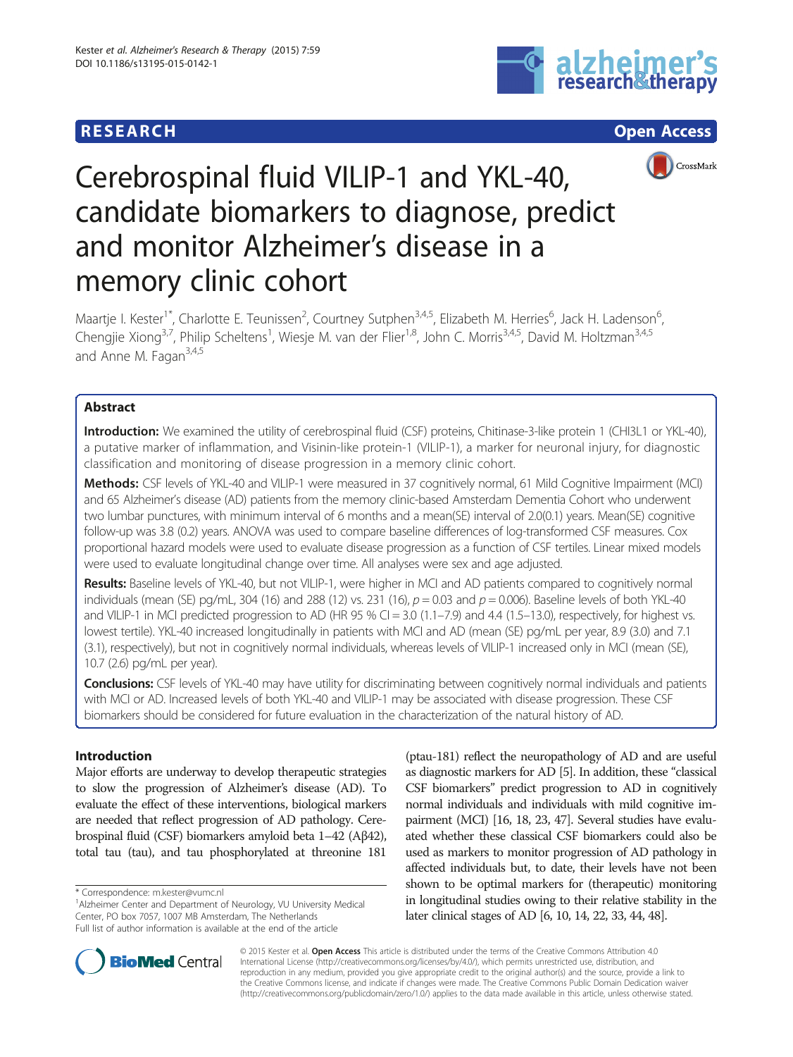**RESEARCH** **Open Access**

# Cerebrospinal fluid VILIP-1 and YKL-40, candidate biomarkers to diagnose, predict and monitor Alzheimer's disease in a memory clinic cohort

Maartje I. Kester[1*], Charlotte E. Teunissen[2], Courtney Sutphen[3,4,5], Elizabeth M. Herries[6], Jack H. Ladenson[6], Chengjie Xiong[3,7], Philip Scheltens[1], Wiesje M. van der Flier[1,8], John C. Morris[3,4,5], David M. Holtzman[3,4,5] and Anne M. Fagan[3,4,5]

## Abstract

**Introduction:** We examined the utility of cerebrospinal fluid (CSF) proteins, Chitinase-3-like protein 1 (CHI3L1 or YKL-40), a putative marker of inflammation, and Visinin-like protein-1 (VILIP-1), a marker for neuronal injury, for diagnostic classification and monitoring of disease progression in a memory clinic cohort.

**Methods:** CSF levels of YKL-40 and VILIP-1 were measured in 37 cognitively normal, 61 Mild Cognitive Impairment (MCI) and 65 Alzheimer's disease (AD) patients from the memory clinic-based Amsterdam Dementia Cohort who underwent two lumbar punctures, with minimum interval of 6 months and a mean(SE) interval of 2.0(0.1) years. Mean(SE) cognitive follow-up was 3.8 (0.2) years. ANOVA was used to compare baseline differences of log-transformed CSF measures. Cox proportional hazard models were used to evaluate disease progression as a function of CSF tertiles. Linear mixed models were used to evaluate longitudinal change over time. All analyses were sex and age adjusted.

**Results:** Baseline levels of YKL-40, but not VILIP-1, were higher in MCI and AD patients compared to cognitively normal individuals (mean (SE) pg/mL, 304 (16) and 288 (12) vs. 231 (16), $p = 0.03$ and $p = 0.006$). Baseline levels of both YKL-40 and VILIP-1 in MCI predicted progression to AD (HR 95 % CI = 3.0 (1.1–7.9) and 4.4 (1.5–13.0), respectively, for highest vs. lowest tertile). YKL-40 increased longitudinally in patients with MCI and AD (mean (SE) pg/mL per year, 8.9 (3.0) and 7.1 (3.1), respectively), but not in cognitively normal individuals, whereas levels of VILIP-1 increased only in MCI (mean (SE), 10.7 (2.6) pg/mL per year).

**Conclusions:** CSF levels of YKL-40 may have utility for discriminating between cognitively normal individuals and patients with MCI or AD. Increased levels of both YKL-40 and VILIP-1 may be associated with disease progression. These CSF biomarkers should be considered for future evaluation in the characterization of the natural history of AD.

## Introduction

Major efforts are underway to develop therapeutic strategies to slow the progression of Alzheimer's disease (AD). To evaluate the effect of these interventions, biological markers are needed that reflect progression of AD pathology. Cerebrospinal fluid (CSF) biomarkers amyloid beta 1–42 (Aβ42), total tau (tau), and tau phosphorylated at threonine 181 (ptau-181) reflect the neuropathology of AD and are useful as diagnostic markers for AD [5]. In addition, these "classical CSF biomarkers" predict progression to AD in cognitively normal individuals and individuals with mild cognitive impairment (MCI) [16, 18, 23, 47]. Several studies have evaluated whether these classical CSF biomarkers could also be used as markers to monitor progression of AD pathology in affected individuals but, to date, their levels have not been shown to be optimal markers for (therapeutic) monitoring in longitudinal studies owing to their relative stability in the later clinical stages of AD [6, 10, 14, 22, 33, 44, 48].

* Correspondence: m.kester@vumc.nl
[1]Alzheimer Center and Department of Neurology, VU University Medical Center, PO box 7057, 1007 MB Amsterdam, The Netherlands
Full list of author information is available at the end of the article

© 2015 Kester et al. **Open Access** This article is distributed under the terms of the Creative Commons Attribution 4.0 International License (http://creativecommons.org/licenses/by/4.0/), which permits unrestricted use, distribution, and reproduction in any medium, provided you give appropriate credit to the original author(s) and the source, provide a link to the Creative Commons license, and indicate if changes were made. The Creative Commons Public Domain Dedication waiver (http://creativecommons.org/publicdomain/zero/1.0/) applies to the data made available in this article, unless otherwise stated.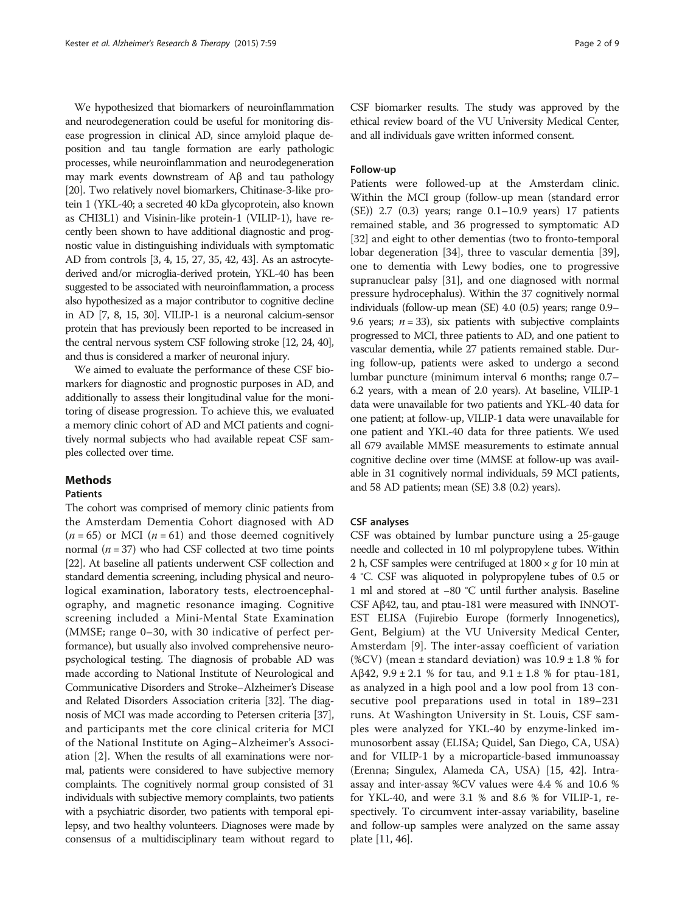We hypothesized that biomarkers of neuroinflammation and neurodegeneration could be useful for monitoring disease progression in clinical AD, since amyloid plaque deposition and tau tangle formation are early pathologic processes, while neuroinflammation and neurodegeneration may mark events downstream of Aβ and tau pathology [20]. Two relatively novel biomarkers, Chitinase-3-like protein 1 (YKL-40; a secreted 40 kDa glycoprotein, also known as CHI3L1) and Visinin-like protein-1 (VILIP-1), have recently been shown to have additional diagnostic and prognostic value in distinguishing individuals with symptomatic AD from controls [3, 4, 15, 27, 35, 42, 43]. As an astrocyte-derived and/or microglia-derived protein, YKL-40 has been suggested to be associated with neuroinflammation, a process also hypothesized as a major contributor to cognitive decline in AD [7, 8, 15, 30]. VILIP-1 is a neuronal calcium-sensor protein that has previously been reported to be increased in the central nervous system CSF following stroke [12, 24, 40], and thus is considered a marker of neuronal injury.

We aimed to evaluate the performance of these CSF biomarkers for diagnostic and prognostic purposes in AD, and additionally to assess their longitudinal value for the monitoring of disease progression. To achieve this, we evaluated a memory clinic cohort of AD and MCI patients and cognitively normal subjects who had available repeat CSF samples collected over time.

## Methods

### Patients

The cohort was comprised of memory clinic patients from the Amsterdam Dementia Cohort diagnosed with AD ($n = 65$) or MCI ($n = 61$) and those deemed cognitively normal ($n = 37$) who had CSF collected at two time points [22]. At baseline all patients underwent CSF collection and standard dementia screening, including physical and neurological examination, laboratory tests, electroencephalography, and magnetic resonance imaging. Cognitive screening included a Mini-Mental State Examination (MMSE; range 0–30, with 30 indicative of perfect performance), but usually also involved comprehensive neuropsychological testing. The diagnosis of probable AD was made according to National Institute of Neurological and Communicative Disorders and Stroke–Alzheimer's Disease and Related Disorders Association criteria [32]. The diagnosis of MCI was made according to Petersen criteria [37], and participants met the core clinical criteria for MCI of the National Institute on Aging–Alzheimer's Association [2]. When the results of all examinations were normal, patients were considered to have subjective memory complaints. The cognitively normal group consisted of 31 individuals with subjective memory complaints, two patients with a psychiatric disorder, two patients with temporal epilepsy, and two healthy volunteers. Diagnoses were made by consensus of a multidisciplinary team without regard to CSF biomarker results. The study was approved by the ethical review board of the VU University Medical Center, and all individuals gave written informed consent.

### Follow-up

Patients were followed-up at the Amsterdam clinic. Within the MCI group (follow-up mean (standard error (SE)) 2.7 (0.3) years; range 0.1–10.9 years) 17 patients remained stable, and 36 progressed to symptomatic AD [32] and eight to other dementias (two to fronto-temporal lobar degeneration [34], three to vascular dementia [39], one to dementia with Lewy bodies, one to progressive supranuclear palsy [31], and one diagnosed with normal pressure hydrocephalus). Within the 37 cognitively normal individuals (follow-up mean (SE) 4.0 (0.5) years; range 0.9–9.6 years; $n = 33$), six patients with subjective complaints progressed to MCI, three patients to AD, and one patient to vascular dementia, while 27 patients remained stable. During follow-up, patients were asked to undergo a second lumbar puncture (minimum interval 6 months; range 0.7–6.2 years, with a mean of 2.0 years). At baseline, VILIP-1 data were unavailable for two patients and YKL-40 data for one patient; at follow-up, VILIP-1 data were unavailable for one patient and YKL-40 data for three patients. We used all 679 available MMSE measurements to estimate annual cognitive decline over time (MMSE at follow-up was available in 31 cognitively normal individuals, 59 MCI patients, and 58 AD patients; mean (SE) 3.8 (0.2) years).

### CSF analyses

CSF was obtained by lumbar puncture using a 25-gauge needle and collected in 10 ml polypropylene tubes. Within 2 h, CSF samples were centrifuged at $1800 \times g$ for 10 min at 4 °C. CSF was aliquoted in polypropylene tubes of 0.5 or 1 ml and stored at −80 °C until further analysis. Baseline CSF Aβ42, tau, and ptau-181 were measured with INNOTEST ELISA (Fujirebio Europe (formerly Innogenetics), Gent, Belgium) at the VU University Medical Center, Amsterdam [9]. The inter-assay coefficient of variation (%CV) (mean ± standard deviation) was 10.9 ± 1.8 % for Aβ42, 9.9 ± 2.1 % for tau, and 9.1 ± 1.8 % for ptau-181, as analyzed in a high pool and a low pool from 13 consecutive pool preparations used in total in 189–231 runs. At Washington University in St. Louis, CSF samples were analyzed for YKL-40 by enzyme-linked immunosorbent assay (ELISA; Quidel, San Diego, CA, USA) and for VILIP-1 by a microparticle-based immunoassay (Erenna; Singulex, Alameda CA, USA) [15, 42]. Intra-assay and inter-assay %CV values were 4.4 % and 10.6 % for YKL-40, and were 3.1 % and 8.6 % for VILIP-1, respectively. To circumvent inter-assay variability, baseline and follow-up samples were analyzed on the same assay plate [11, 46].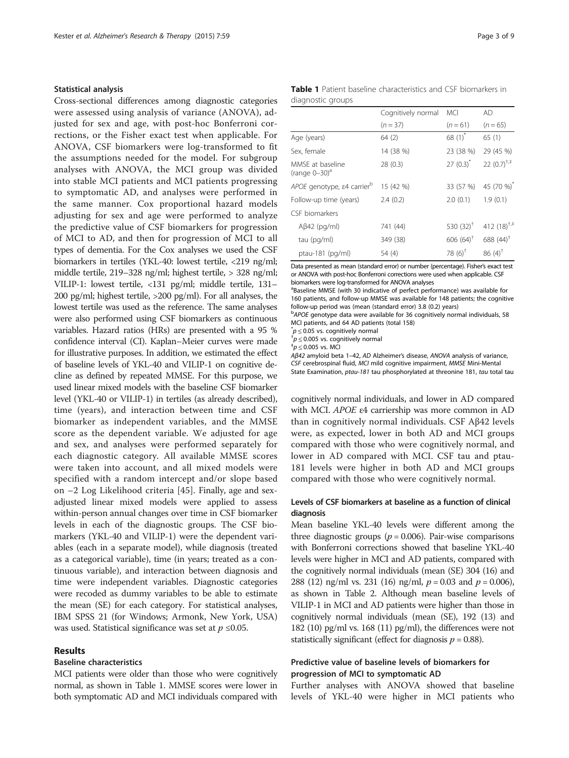### Statistical analysis

Cross-sectional differences among diagnostic categories were assessed using analysis of variance (ANOVA), adjusted for sex and age, with post-hoc Bonferroni corrections, or the Fisher exact test when applicable. For ANOVA, CSF biomarkers were log-transformed to fit the assumptions needed for the model. For subgroup analyses with ANOVA, the MCI group was divided into stable MCI patients and MCI patients progressing to symptomatic AD, and analyses were performed in the same manner. Cox proportional hazard models adjusting for sex and age were performed to analyze the predictive value of CSF biomarkers for progression of MCI to AD, and then for progression of MCI to all types of dementia. For the Cox analyses we used the CSF biomarkers in tertiles (YKL-40: lowest tertile, <219 ng/ml; middle tertile, 219–328 ng/ml; highest tertile, > 328 ng/ml; VILIP-1: lowest tertile, <131 pg/ml; middle tertile, 131–200 pg/ml; highest tertile, >200 pg/ml). For all analyses, the lowest tertile was used as the reference. The same analyses were also performed using CSF biomarkers as continuous variables. Hazard ratios (HRs) are presented with a 95 % confidence interval (CI). Kaplan–Meier curves were made for illustrative purposes. In addition, we estimated the effect of baseline levels of YKL-40 and VILIP-1 on cognitive decline as defined by repeated MMSE. For this purpose, we used linear mixed models with the baseline CSF biomarker level (YKL-40 or VILIP-1) in tertiles (as already described), time (years), and interaction between time and CSF biomarker as independent variables, and the MMSE score as the dependent variable. We adjusted for age and sex, and analyses were performed separately for each diagnostic category. All available MMSE scores were taken into account, and all mixed models were specified with a random intercept and/or slope based on −2 Log Likelihood criteria [45]. Finally, age and sex-adjusted linear mixed models were applied to assess within-person annual changes over time in CSF biomarker levels in each of the diagnostic groups. The CSF biomarkers (YKL-40 and VILIP-1) were the dependent variables (each in a separate model), while diagnosis (treated as a categorical variable), time (in years; treated as a continuous variable), and interaction between diagnosis and time were independent variables. Diagnostic categories were recoded as dummy variables to be able to estimate the mean (SE) for each category. For statistical analyses, IBM SPSS 21 (for Windows; Armonk, New York, USA) was used. Statistical significance was set at $p \leq 0.05$.

## Results

### Baseline characteristics

MCI patients were older than those who were cognitively normal, as shown in Table 1. MMSE scores were lower in both symptomatic AD and MCI individuals compared with cognitively normal individuals, and lower in AD compared with MCI. *APOE* ε4 carriership was more common in AD than in cognitively normal individuals. CSF Aβ42 levels were, as expected, lower in both AD and MCI groups compared with those who were cognitively normal, and lower in AD compared with MCI. CSF tau and ptau-181 levels were higher in both AD and MCI groups compared with those who were cognitively normal.

**Table 1** Patient baseline characteristics and CSF biomarkers in diagnostic groups

| | Cognitively normal (n = 37) | MCI (n = 61) | AD (n = 65) |
|---|---|---|---|
| Age (years) | 64 (2) | 68 (1)[*] | 65 (1) |
| Sex, female | 14 (38 %) | 23 (38 %) | 29 (45 %) |
| MMSE at baseline (range 0–30)[a] | 28 (0.3) | 27 (0.3)[*] | 22 (0.7)[†,‡] |
| *APOE* genotype, ε4 carrier[b] | 15 (42 %) | 33 (57 %) | 45 (70 %)[*] |
| Follow-up time (years) | 2.4 (0.2) | 2.0 (0.1) | 1.9 (0.1) |
| CSF biomarkers | | | |
| Aβ42 (pg/ml) | 741 (44) | 530 (32)[†] | 412 (18)[†,‡] |
| tau (pg/ml) | 349 (38) | 606 (64)[†] | 688 (44)[†] |
| ptau-181 (pg/ml) | 54 (4) | 78 (6)[†] | 86 (4)[†] |

Data presented as mean (standard error) or number (percentage). Fisher's exact test or ANOVA with post-hoc Bonferroni corrections were used when applicable. CSF biomarkers were log-transformed for ANOVA analyses

[a]Baseline MMSE (with 30 indicative of perfect performance) was available for 160 patients, and follow-up MMSE was available for 148 patients; the cognitive follow-up period was (mean (standard error) 3.8 (0.2) years)

[b]*APOE* genotype data were available for 36 cognitively normal individuals, 58 MCI patients, and 64 AD patients (total 158)

[*]$p \leq 0.05$ vs. cognitively normal

[†]$p \leq 0.005$ vs. cognitively normal

[‡]$p \leq 0.005$ vs. MCI

*Aβ42* amyloid beta 1–42, *AD* Alzheimer's disease, *ANOVA* analysis of variance, *CSF* cerebrospinal fluid, *MCI* mild cognitive impairment, *MMSE* Mini-Mental State Examination, *ptau-181* tau phosphorylated at threonine 181, *tau* total tau

### Levels of CSF biomarkers at baseline as a function of clinical diagnosis

Mean baseline YKL-40 levels were different among the three diagnostic groups ($p = 0.006$). Pair-wise comparisons with Bonferroni corrections showed that baseline YKL-40 levels were higher in MCI and AD patients, compared with the cognitively normal individuals (mean (SE) 304 (16) and 288 (12) ng/ml vs. 231 (16) ng/ml, $p = 0.03$ and $p = 0.006$), as shown in Table 2. Although mean baseline levels of VILIP-1 in MCI and AD patients were higher than those in cognitively normal individuals (mean (SE), 192 (13) and 182 (10) pg/ml vs. 168 (11) pg/ml), the differences were not statistically significant (effect for diagnosis $p = 0.88$).

### Predictive value of baseline levels of biomarkers for progression of MCI to symptomatic AD

Further analyses with ANOVA showed that baseline levels of YKL-40 were higher in MCI patients who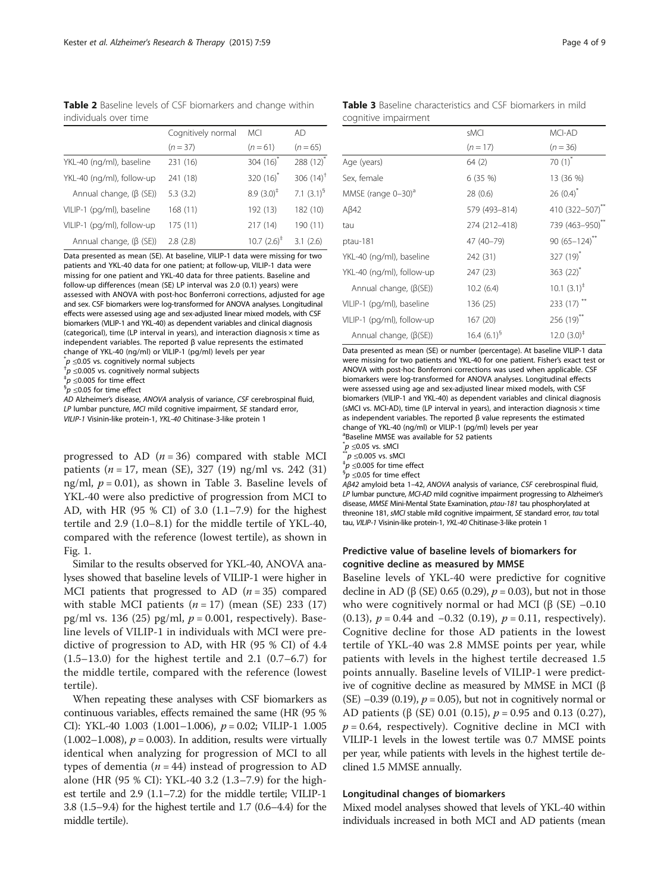**Table 2** Baseline levels of CSF biomarkers and change within individuals over time

| | Cognitively normal | MCI | AD |
|---|---|---|---|
| | ($n = 37$) | ($n = 61$) | ($n = 65$) |
| YKL-40 (ng/ml), baseline | 231 (16) | 304 (16)* | 288 (12)* |
| YKL-40 (ng/ml), follow-up | 241 (18) | 320 (16)* | 306 (14)† |
| Annual change, (β (SE)) | 5.3 (3.2) | 8.9 (3.0)‡ | 7.1 (3.1)§ |
| VILIP-1 (pg/ml), baseline | 168 (11) | 192 (13) | 182 (10) |
| VILIP-1 (pg/ml), follow-up | 175 (11) | 217 (14) | 190 (11) |
| Annual change, (β (SE)) | 2.8 (2.8) | 10.7 (2.6)‡ | 3.1 (2.6) |

Data presented as mean (SE). At baseline, VILIP-1 data were missing for two patients and YKL-40 data for one patient; at follow-up, VILIP-1 data were missing for one patient and YKL-40 data for three patients. Baseline and follow-up differences (mean (SE) LP interval was 2.0 (0.1) years) were assessed with ANOVA with post-hoc Bonferroni corrections, adjusted for age and sex. CSF biomarkers were log-transformed for ANOVA analyses. Longitudinal effects were assessed using age and sex-adjusted linear mixed models, with CSF biomarkers (VILIP-1 and YKL-40) as dependent variables and clinical diagnosis (categorical), time (LP interval in years), and interaction diagnosis × time as independent variables. The reported β value represents the estimated change of YKL-40 (ng/ml) or VILIP-1 (pg/ml) levels per year

*$p \leq 0.05$ vs. cognitively normal subjects

†$p \leq 0.005$ vs. cognitively normal subjects

‡$p \leq 0.005$ for time effect

§$p \leq 0.05$ for time effect

*AD* Alzheimer's disease, *ANOVA* analysis of variance, *CSF* cerebrospinal fluid, *LP* lumbar puncture, *MCI* mild cognitive impairment, *SE* standard error, *VILIP-1* Visinin-like protein-1, *YKL-40* Chitinase-3-like protein 1

progressed to AD ($n = 36$) compared with stable MCI patients ($n = 17$, mean (SE), 327 (19) ng/ml vs. 242 (31) ng/ml, $p = 0.01$), as shown in Table 3. Baseline levels of YKL-40 were also predictive of progression from MCI to AD, with HR (95 % CI) of 3.0 (1.1–7.9) for the highest tertile and 2.9 (1.0–8.1) for the middle tertile of YKL-40, compared with the reference (lowest tertile), as shown in Fig. 1.

Similar to the results observed for YKL-40, ANOVA analyses showed that baseline levels of VILIP-1 were higher in MCI patients that progressed to AD ($n = 35$) compared with stable MCI patients ($n = 17$) (mean (SE) 233 (17) pg/ml vs. 136 (25) pg/ml, $p = 0.001$, respectively). Baseline levels of VILIP-1 in individuals with MCI were predictive of progression to AD, with HR (95 % CI) of 4.4 (1.5–13.0) for the highest tertile and 2.1 (0.7–6.7) for the middle tertile, compared with the reference (lowest tertile).

When repeating these analyses with CSF biomarkers as continuous variables, effects remained the same (HR (95 % CI): YKL-40 1.003 (1.001–1.006), $p = 0.02$; VILIP-1 1.005 (1.002–1.008), $p = 0.003$). In addition, results were virtually identical when analyzing for progression of MCI to all types of dementia ($n = 44$) instead of progression to AD alone (HR (95 % CI): YKL-40 3.2 (1.3–7.9) for the highest tertile and 2.9 (1.1–7.2) for the middle tertile; VILIP-1 3.8 (1.5–9.4) for the highest tertile and 1.7 (0.6–4.4) for the middle tertile).

**Table 3** Baseline characteristics and CSF biomarkers in mild cognitive impairment

| | sMCI | MCI-AD |
|---|---|---|
| | ($n = 17$) | ($n = 36$) |
| Age (years) | 64 (2) | 70 (1)* |
| Sex, female | 6 (35 %) | 13 (36 %) |
| MMSE (range 0–30)[a] | 28 (0.6) | 26 (0.4)* |
| Aβ42 | 579 (493–814) | 410 (322–507)** |
| tau | 274 (212–418) | 739 (463–950)** |
| ptau-181 | 47 (40–79) | 90 (65–124)** |
| YKL-40 (ng/ml), baseline | 242 (31) | 327 (19)* |
| YKL-40 (ng/ml), follow-up | 247 (23) | 363 (22)* |
| Annual change, (β(SE)) | 10.2 (6.4) | 10.1 (3.1)‡ |
| VILIP-1 (pg/ml), baseline | 136 (25) | 233 (17)** |
| VILIP-1 (pg/ml), follow-up | 167 (20) | 256 (19)** |
| Annual change, (β(SE)) | 16.4 (6.1)§ | 12.0 (3.0)‡ |

Data presented as mean (SE) or number (percentage). At baseline VILIP-1 data were missing for two patients and YKL-40 for one patient. Fisher's exact test or ANOVA with post-hoc Bonferroni corrections was used when applicable. CSF biomarkers were log-transformed for ANOVA analyses. Longitudinal effects were assessed using age and sex-adjusted linear mixed models, with CSF biomarkers (VILIP-1 and YKL-40) as dependent variables and clinical diagnosis (sMCI vs. MCI-AD), time (LP interval in years), and interaction diagnosis × time as independent variables. The reported β value represents the estimated change of YKL-40 (ng/ml) or VILIP-1 (pg/ml) levels per year

[a]Baseline MMSE was available for 52 patients

*$p \leq 0.05$ vs. sMCI

**$p \leq 0.005$ vs. sMCI

‡$p \leq 0.005$ for time effect

§$p \leq 0.05$ for time effect

*Aβ42* amyloid beta 1–42, *ANOVA* analysis of variance, *CSF* cerebrospinal fluid, *LP* lumbar puncture, *MCI-AD* mild cognitive impairment progressing to Alzheimer's disease, *MMSE* Mini-Mental State Examination, *ptau-181* tau phosphorylated at threonine 181, *sMCI* stable mild cognitive impairment, *SE* standard error, *tau* total tau, *VILIP-1* Visinin-like protein-1, *YKL-40* Chitinase-3-like protein 1

### Predictive value of baseline levels of biomarkers for cognitive decline as measured by MMSE

Baseline levels of YKL-40 were predictive for cognitive decline in AD (β (SE) 0.65 (0.29), $p = 0.03$), but not in those who were cognitively normal or had MCI (β (SE) −0.10 (0.13), $p = 0.44$ and −0.32 (0.19), $p = 0.11$, respectively). Cognitive decline for those AD patients in the lowest tertile of YKL-40 was 2.8 MMSE points per year, while patients with levels in the highest tertile decreased 1.5 points annually. Baseline levels of VILIP-1 were predictive of cognitive decline as measured by MMSE in MCI (β (SE) −0.39 (0.19), $p = 0.05$), but not in cognitively normal or AD patients (β (SE) 0.01 (0.15), $p = 0.95$ and 0.13 (0.27), $p = 0.64$, respectively). Cognitive decline in MCI with VILIP-1 levels in the lowest tertile was 0.7 MMSE points per year, while patients with levels in the highest tertile declined 1.5 MMSE annually.

### Longitudinal changes of biomarkers

Mixed model analyses showed that levels of YKL-40 within individuals increased in both MCI and AD patients (mean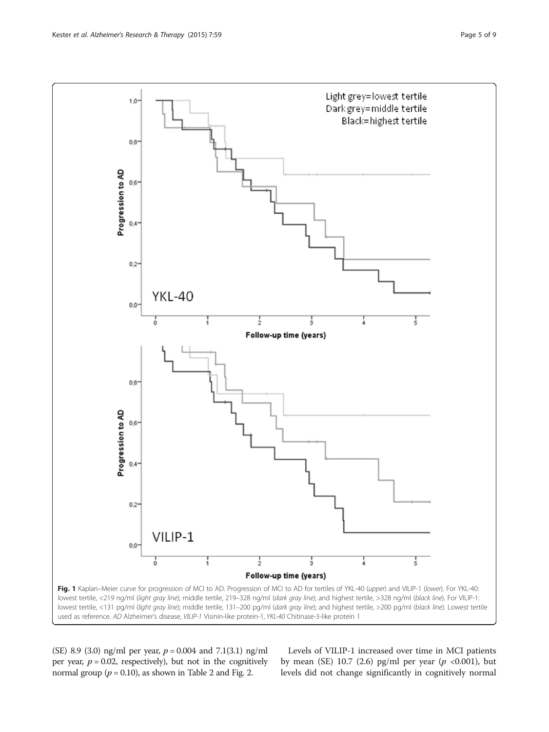**Fig. 1** Kaplan–Meier curve for progression of MCI to AD. Progression of MCI to AD for tertiles of YKL-40 (*upper*) and VILIP-1 (*lower*). For YKL-40: lowest tertile, <219 ng/ml (*light gray line*); middle tertile, 219–328 ng/ml (*dark gray line*); and highest tertile, >328 ng/ml (*black line*). For VILIP-1: lowest tertile, <131 pg/ml (*light gray line*); middle tertile, 131–200 pg/ml (*dark gray line*); and highest tertile, >200 pg/ml (*black line*). Lowest tertile used as reference. *AD* Alzheimer's disease, *VILIP-1* Visinin-like protein-1, *YKL-40* Chitinase-3-like protein 1

(SE) 8.9 (3.0) ng/ml per year, $p = 0.004$ and 7.1(3.1) ng/ml per year, $p = 0.02$, respectively), but not in the cognitively normal group ($p = 0.10$), as shown in Table 2 and Fig. 2.

Levels of VILIP-1 increased over time in MCI patients by mean (SE) 10.7 (2.6) pg/ml per year ($p < 0.001$), but levels did not change significantly in cognitively normal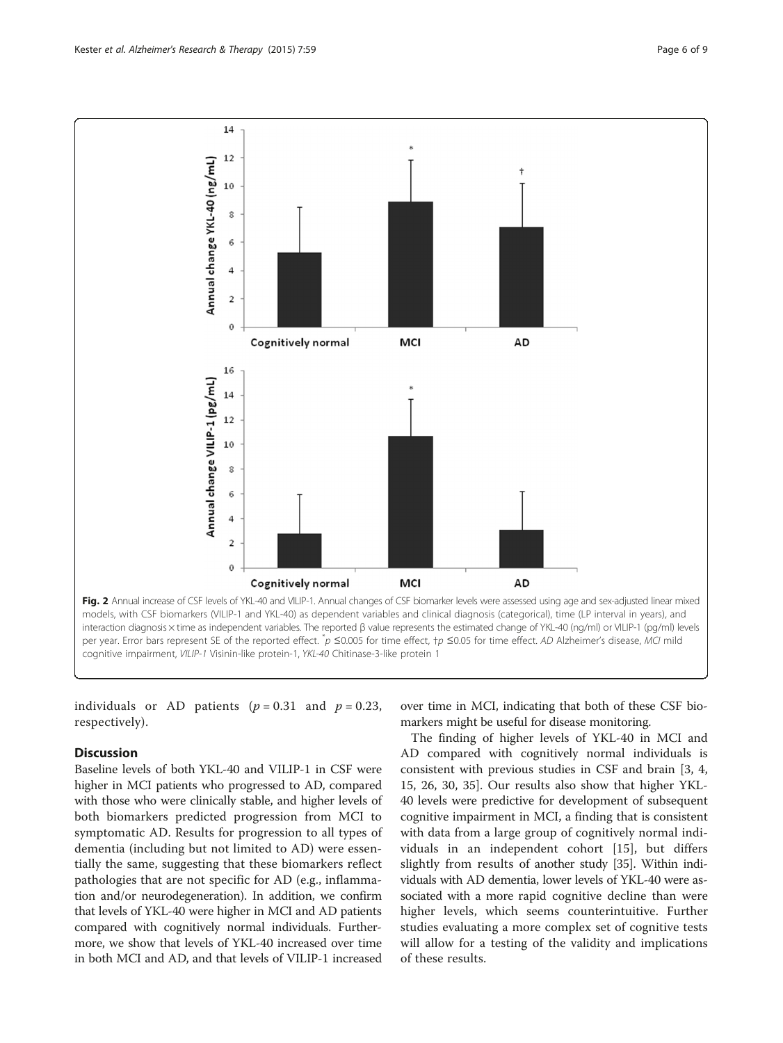Fig. 2 Annual increase of CSF levels of YKL-40 and VILIP-1. Annual changes of CSF biomarker levels were assessed using age and sex-adjusted linear mixed models, with CSF biomarkers (VILIP-1 and YKL-40) as dependent variables and clinical diagnosis (categorical), time (LP interval in years), and interaction diagnosis × time as independent variables. The reported β value represents the estimated change of YKL-40 (ng/ml) or VILIP-1 (pg/ml) levels per year. Error bars represent SE of the reported effect. *$p$ ≤0.005 for time effect, †$p$ ≤0.05 for time effect. *AD* Alzheimer's disease, *MCI* mild cognitive impairment, *VILIP-1* Visinin-like protein-1, *YKL-40* Chitinase-3-like protein 1

individuals or AD patients ($p = 0.31$ and $p = 0.23$, respectively).

## Discussion

Baseline levels of both YKL-40 and VILIP-1 in CSF were higher in MCI patients who progressed to AD, compared with those who were clinically stable, and higher levels of both biomarkers predicted progression from MCI to symptomatic AD. Results for progression to all types of dementia (including but not limited to AD) were essentially the same, suggesting that these biomarkers reflect pathologies that are not specific for AD (e.g., inflammation and/or neurodegeneration). In addition, we confirm that levels of YKL-40 were higher in MCI and AD patients compared with cognitively normal individuals. Furthermore, we show that levels of YKL-40 increased over time in both MCI and AD, and that levels of VILIP-1 increased over time in MCI, indicating that both of these CSF biomarkers might be useful for disease monitoring.

The finding of higher levels of YKL-40 in MCI and AD compared with cognitively normal individuals is consistent with previous studies in CSF and brain [3, 4, 15, 26, 30, 35]. Our results also show that higher YKL-40 levels were predictive for development of subsequent cognitive impairment in MCI, a finding that is consistent with data from a large group of cognitively normal individuals in an independent cohort [15], but differs slightly from results of another study [35]. Within individuals with AD dementia, lower levels of YKL-40 were associated with a more rapid cognitive decline than were higher levels, which seems counterintuitive. Further studies evaluating a more complex set of cognitive tests will allow for a testing of the validity and implications of these results.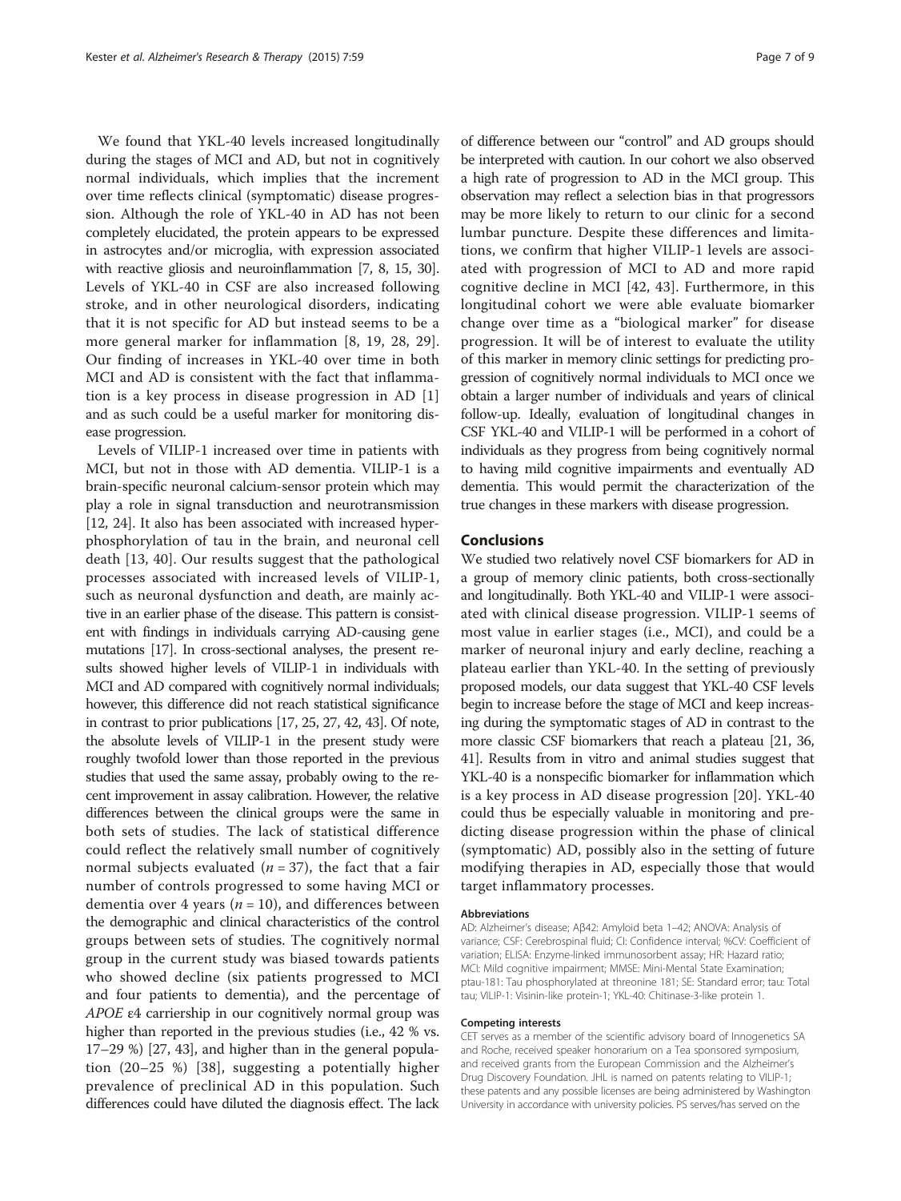We found that YKL-40 levels increased longitudinally during the stages of MCI and AD, but not in cognitively normal individuals, which implies that the increment over time reflects clinical (symptomatic) disease progression. Although the role of YKL-40 in AD has not been completely elucidated, the protein appears to be expressed in astrocytes and/or microglia, with expression associated with reactive gliosis and neuroinflammation [7, 8, 15, 30]. Levels of YKL-40 in CSF are also increased following stroke, and in other neurological disorders, indicating that it is not specific for AD but instead seems to be a more general marker for inflammation [8, 19, 28, 29]. Our finding of increases in YKL-40 over time in both MCI and AD is consistent with the fact that inflammation is a key process in disease progression in AD [1] and as such could be a useful marker for monitoring disease progression.

Levels of VILIP-1 increased over time in patients with MCI, but not in those with AD dementia. VILIP-1 is a brain-specific neuronal calcium-sensor protein which may play a role in signal transduction and neurotransmission [12, 24]. It also has been associated with increased hyperphosphorylation of tau in the brain, and neuronal cell death [13, 40]. Our results suggest that the pathological processes associated with increased levels of VILIP-1, such as neuronal dysfunction and death, are mainly active in an earlier phase of the disease. This pattern is consistent with findings in individuals carrying AD-causing gene mutations [17]. In cross-sectional analyses, the present results showed higher levels of VILIP-1 in individuals with MCI and AD compared with cognitively normal individuals; however, this difference did not reach statistical significance in contrast to prior publications [17, 25, 27, 42, 43]. Of note, the absolute levels of VILIP-1 in the present study were roughly twofold lower than those reported in the previous studies that used the same assay, probably owing to the recent improvement in assay calibration. However, the relative differences between the clinical groups were the same in both sets of studies. The lack of statistical difference could reflect the relatively small number of cognitively normal subjects evaluated ($n = 37$), the fact that a fair number of controls progressed to some having MCI or dementia over 4 years ($n = 10$), and differences between the demographic and clinical characteristics of the control groups between sets of studies. The cognitively normal group in the current study was biased towards patients who showed decline (six patients progressed to MCI and four patients to dementia), and the percentage of *APOE* ε4 carriership in our cognitively normal group was higher than reported in the previous studies (i.e., 42 % vs. 17–29 %) [27, 43], and higher than in the general population (20–25 %) [38], suggesting a potentially higher prevalence of preclinical AD in this population. Such differences could have diluted the diagnosis effect. The lack of difference between our "control" and AD groups should be interpreted with caution. In our cohort we also observed a high rate of progression to AD in the MCI group. This observation may reflect a selection bias in that progressors may be more likely to return to our clinic for a second lumbar puncture. Despite these differences and limitations, we confirm that higher VILIP-1 levels are associated with progression of MCI to AD and more rapid cognitive decline in MCI [42, 43]. Furthermore, in this longitudinal cohort we were able evaluate biomarker change over time as a "biological marker" for disease progression. It will be of interest to evaluate the utility of this marker in memory clinic settings for predicting progression of cognitively normal individuals to MCI once we obtain a larger number of individuals and years of clinical follow-up. Ideally, evaluation of longitudinal changes in CSF YKL-40 and VILIP-1 will be performed in a cohort of individuals as they progress from being cognitively normal to having mild cognitive impairments and eventually AD dementia. This would permit the characterization of the true changes in these markers with disease progression.

## Conclusions

We studied two relatively novel CSF biomarkers for AD in a group of memory clinic patients, both cross-sectionally and longitudinally. Both YKL-40 and VILIP-1 were associated with clinical disease progression. VILIP-1 seems of most value in earlier stages (i.e., MCI), and could be a marker of neuronal injury and early decline, reaching a plateau earlier than YKL-40. In the setting of previously proposed models, our data suggest that YKL-40 CSF levels begin to increase before the stage of MCI and keep increasing during the symptomatic stages of AD in contrast to the more classic CSF biomarkers that reach a plateau [21, 36, 41]. Results from in vitro and animal studies suggest that YKL-40 is a nonspecific biomarker for inflammation which is a key process in AD disease progression [20]. YKL-40 could thus be especially valuable in monitoring and predicting disease progression within the phase of clinical (symptomatic) AD, possibly also in the setting of future modifying therapies in AD, especially those that would target inflammatory processes.

#### Abbreviations

AD: Alzheimer's disease; Aβ42: Amyloid beta 1–42; ANOVA: Analysis of variance; CSF: Cerebrospinal fluid; CI: Confidence interval; %CV: Coefficient of variation; ELISA: Enzyme-linked immunosorbent assay; HR: Hazard ratio; MCI: Mild cognitive impairment; MMSE: Mini-Mental State Examination; ptau-181: Tau phosphorylated at threonine 181; SE: Standard error; tau: Total tau; VILIP-1: Visinin-like protein-1; YKL-40: Chitinase-3-like protein 1.

#### Competing interests

CET serves as a member of the scientific advisory board of Innogenetics SA and Roche, received speaker honorarium on a Tea sponsored symposium, and received grants from the European Commission and the Alzheimer's Drug Discovery Foundation. JHL is named on patents relating to VILIP-1; these patents and any possible licenses are being administered by Washington University in accordance with university policies. PS serves/has served on the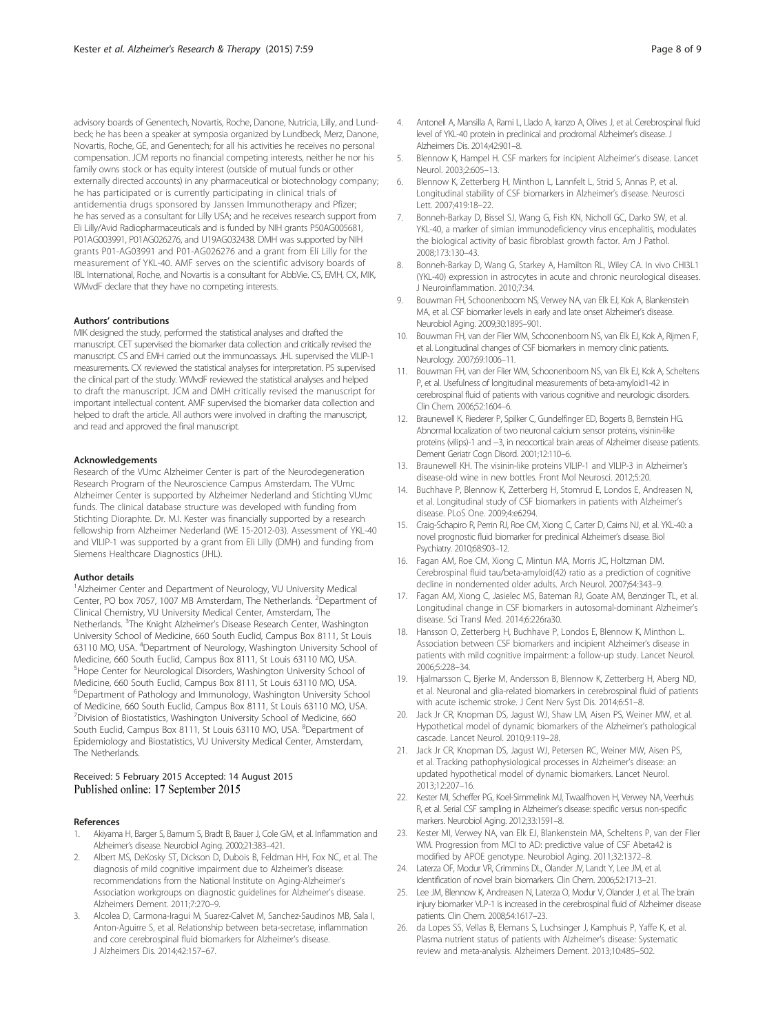advisory boards of Genentech, Novartis, Roche, Danone, Nutricia, Lilly, and Lundbeck; he has been a speaker at symposia organized by Lundbeck, Merz, Danone, Novartis, Roche, GE, and Genentech; for all his activities he receives no personal compensation. JCM reports no financial competing interests, neither he nor his family owns stock or has equity interest (outside of mutual funds or other externally directed accounts) in any pharmaceutical or biotechnology company; he has participated or is currently participating in clinical trials of antidementia drugs sponsored by Janssen Immunotherapy and Pfizer; he has served as a consultant for Lilly USA; and he receives research support from Eli Lilly/Avid Radiopharmaceuticals and is funded by NIH grants P50AG005681, P01AG003991, P01AG026276, and U19AG032438. DMH was supported by NIH grants P01-AG03991 and P01-AG026276 and a grant from Eli Lilly for the measurement of YKL-40. AMF serves on the scientific advisory boards of IBL International, Roche, and Novartis is a consultant for AbbVie. CS, EMH, CX, MIK, WMvdF declare that they have no competing interests.

#### Authors' contributions

MIK designed the study, performed the statistical analyses and drafted the manuscript. CET supervised the biomarker data collection and critically revised the manuscript. CS and EMH carried out the immunoassays. JHL supervised the VILIP-1 measurements. CX reviewed the statistical analyses for interpretation. PS supervised the clinical part of the study. WMvdF reviewed the statistical analyses and helped to draft the manuscript. JCM and DMH critically revised the manuscript for important intellectual content. AMF supervised the biomarker data collection and helped to draft the article. All authors were involved in drafting the manuscript, and read and approved the final manuscript.

#### Acknowledgements

Research of the VUmc Alzheimer Center is part of the Neurodegeneration Research Program of the Neuroscience Campus Amsterdam. The VUmc Alzheimer Center is supported by Alzheimer Nederland and Stichting VUmc funds. The clinical database structure was developed with funding from Stichting Dioraphte. Dr. M.I. Kester was financially supported by a research fellowship from Alzheimer Nederland (WE 15-2012-03). Assessment of YKL-40 and VILIP-1 was supported by a grant from Eli Lilly (DMH) and funding from Siemens Healthcare Diagnostics (JHL).

#### Author details

[1]Alzheimer Center and Department of Neurology, VU University Medical Center, PO box 7057, 1007 MB Amsterdam, The Netherlands. [2]Department of Clinical Chemistry, VU University Medical Center, Amsterdam, The Netherlands. [3]The Knight Alzheimer's Disease Research Center, Washington University School of Medicine, 660 South Euclid, Campus Box 8111, St Louis 63110 MO, USA. [4]Department of Neurology, Washington University School of Medicine, 660 South Euclid, Campus Box 8111, St Louis 63110 MO, USA. [5]Hope Center for Neurological Disorders, Washington University School of Medicine, 660 South Euclid, Campus Box 8111, St Louis 63110 MO, USA. [6]Department of Pathology and Immunology, Washington University School of Medicine, 660 South Euclid, Campus Box 8111, St Louis 63110 MO, USA. [7]Division of Biostatistics, Washington University School of Medicine, 660 South Euclid, Campus Box 8111, St Louis 63110 MO, USA. [8]Department of Epidemiology and Biostatistics, VU University Medical Center, Amsterdam, The Netherlands.

Received: 5 February 2015 Accepted: 14 August 2015
Published online: 17 September 2015

#### References

1. Akiyama H, Barger S, Barnum S, Bradt B, Bauer J, Cole GM, et al. Inflammation and Alzheimer's disease. Neurobiol Aging. 2000;21:383–421.
2. Albert MS, DeKosky ST, Dickson D, Dubois B, Feldman HH, Fox NC, et al. The diagnosis of mild cognitive impairment due to Alzheimer's disease: recommendations from the National Institute on Aging-Alzheimer's Association workgroups on diagnostic guidelines for Alzheimer's disease. Alzheimers Dement. 2011;7:270–9.
3. Alcolea D, Carmona-Iragui M, Suarez-Calvet M, Sanchez-Saudinos MB, Sala I, Anton-Aguirre S, et al. Relationship between beta-secretase, inflammation and core cerebrospinal fluid biomarkers for Alzheimer's disease. J Alzheimers Dis. 2014;42:157–67.
4. Antonell A, Mansilla A, Rami L, Llado A, Iranzo A, Olives J, et al. Cerebrospinal fluid level of YKL-40 protein in preclinical and prodromal Alzheimer's disease. J Alzheimers Dis. 2014;42:901–8.
5. Blennow K, Hampel H. CSF markers for incipient Alzheimer's disease. Lancet Neurol. 2003;2:605–13.
6. Blennow K, Zetterberg H, Minthon L, Lannfelt L, Strid S, Annas P, et al. Longitudinal stability of CSF biomarkers in Alzheimer's disease. Neurosci Lett. 2007;419:18–22.
7. Bonneh-Barkay D, Bissel SJ, Wang G, Fish KN, Nicholl GC, Darko SW, et al. YKL-40, a marker of simian immunodeficiency virus encephalitis, modulates the biological activity of basic fibroblast growth factor. Am J Pathol. 2008;173:130–43.
8. Bonneh-Barkay D, Wang G, Starkey A, Hamilton RL, Wiley CA. In vivo CHI3L1 (YKL-40) expression in astrocytes in acute and chronic neurological diseases. J Neuroinflammation. 2010;7:34.
9. Bouwman FH, Schoonenboom NS, Verwey NA, van Elk EJ, Kok A, Blankenstein MA, et al. CSF biomarker levels in early and late onset Alzheimer's disease. Neurobiol Aging. 2009;30:1895–901.
10. Bouwman FH, van der Flier WM, Schoonenboom NS, van Elk EJ, Kok A, Rijmen F, et al. Longitudinal changes of CSF biomarkers in memory clinic patients. Neurology. 2007;69:1006–11.
11. Bouwman FH, van der Flier WM, Schoonenboom NS, van Elk EJ, Kok A, Scheltens P, et al. Usefulness of longitudinal measurements of beta-amyloid1-42 in cerebrospinal fluid of patients with various cognitive and neurologic disorders. Clin Chem. 2006;52:1604–6.
12. Braunewell K, Riederer P, Spilker C, Gundelfinger ED, Bogerts B, Bernstein HG. Abnormal localization of two neuronal calcium sensor proteins, visinin-like proteins (vilips)-1 and −3, in neocortical brain areas of Alzheimer disease patients. Dement Geriatr Cogn Disord. 2001;12:110–6.
13. Braunewell KH. The visinin-like proteins VILIP-1 and VILIP-3 in Alzheimer's disease-old wine in new bottles. Front Mol Neurosci. 2012;5:20.
14. Buchhave P, Blennow K, Zetterberg H, Stomrud E, Londos E, Andreasen N, et al. Longitudinal study of CSF biomarkers in patients with Alzheimer's disease. PLoS One. 2009;4:e6294.
15. Craig-Schapiro R, Perrin RJ, Roe CM, Xiong C, Carter D, Cairns NJ, et al. YKL-40: a novel prognostic fluid biomarker for preclinical Alzheimer's disease. Biol Psychiatry. 2010;68:903–12.
16. Fagan AM, Roe CM, Xiong C, Mintun MA, Morris JC, Holtzman DM. Cerebrospinal fluid tau/beta-amyloid(42) ratio as a prediction of cognitive decline in nondemented older adults. Arch Neurol. 2007;64:343–9.
17. Fagan AM, Xiong C, Jasielec MS, Bateman RJ, Goate AM, Benzinger TL, et al. Longitudinal change in CSF biomarkers in autosomal-dominant Alzheimer's disease. Sci Transl Med. 2014;6:226ra30.
18. Hansson O, Zetterberg H, Buchhave P, Londos E, Blennow K, Minthon L. Association between CSF biomarkers and incipient Alzheimer's disease in patients with mild cognitive impairment: a follow-up study. Lancet Neurol. 2006;5:228–34.
19. Hjalmarsson C, Bjerke M, Andersson B, Blennow K, Zetterberg H, Aberg ND, et al. Neuronal and glia-related biomarkers in cerebrospinal fluid of patients with acute ischemic stroke. J Cent Nerv Syst Dis. 2014;6:51–8.
20. Jack Jr CR, Knopman DS, Jagust WJ, Shaw LM, Aisen PS, Weiner MW, et al. Hypothetical model of dynamic biomarkers of the Alzheimer's pathological cascade. Lancet Neurol. 2010;9:119–28.
21. Jack Jr CR, Knopman DS, Jagust WJ, Petersen RC, Weiner MW, Aisen PS, et al. Tracking pathophysiological processes in Alzheimer's disease: an updated hypothetical model of dynamic biomarkers. Lancet Neurol. 2013;12:207–16.
22. Kester MI, Scheffer PG, Koel-Simmelink MJ, Twaalfhoven H, Verwey NA, Veerhuis R, et al. Serial CSF sampling in Alzheimer's disease: specific versus non-specific markers. Neurobiol Aging. 2012;33:1591–8.
23. Kester MI, Verwey NA, van Elk EJ, Blankenstein MA, Scheltens P, van der Flier WM. Progression from MCI to AD: predictive value of CSF Abeta42 is modified by APOE genotype. Neurobiol Aging. 2011;32:1372–8.
24. Laterza OF, Modur VR, Crimmins DL, Olander JV, Landt Y, Lee JM, et al. Identification of novel brain biomarkers. Clin Chem. 2006;52:1713–21.
25. Lee JM, Blennow K, Andreasen N, Laterza O, Modur V, Olander J, et al. The brain injury biomarker VLP-1 is increased in the cerebrospinal fluid of Alzheimer disease patients. Clin Chem. 2008;54:1617–23.
26. da Lopes SS, Vellas B, Elemans S, Luchsinger J, Kamphuis P, Yaffe K, et al. Plasma nutrient status of patients with Alzheimer's disease: Systematic review and meta-analysis. Alzheimers Dement. 2013;10:485–502.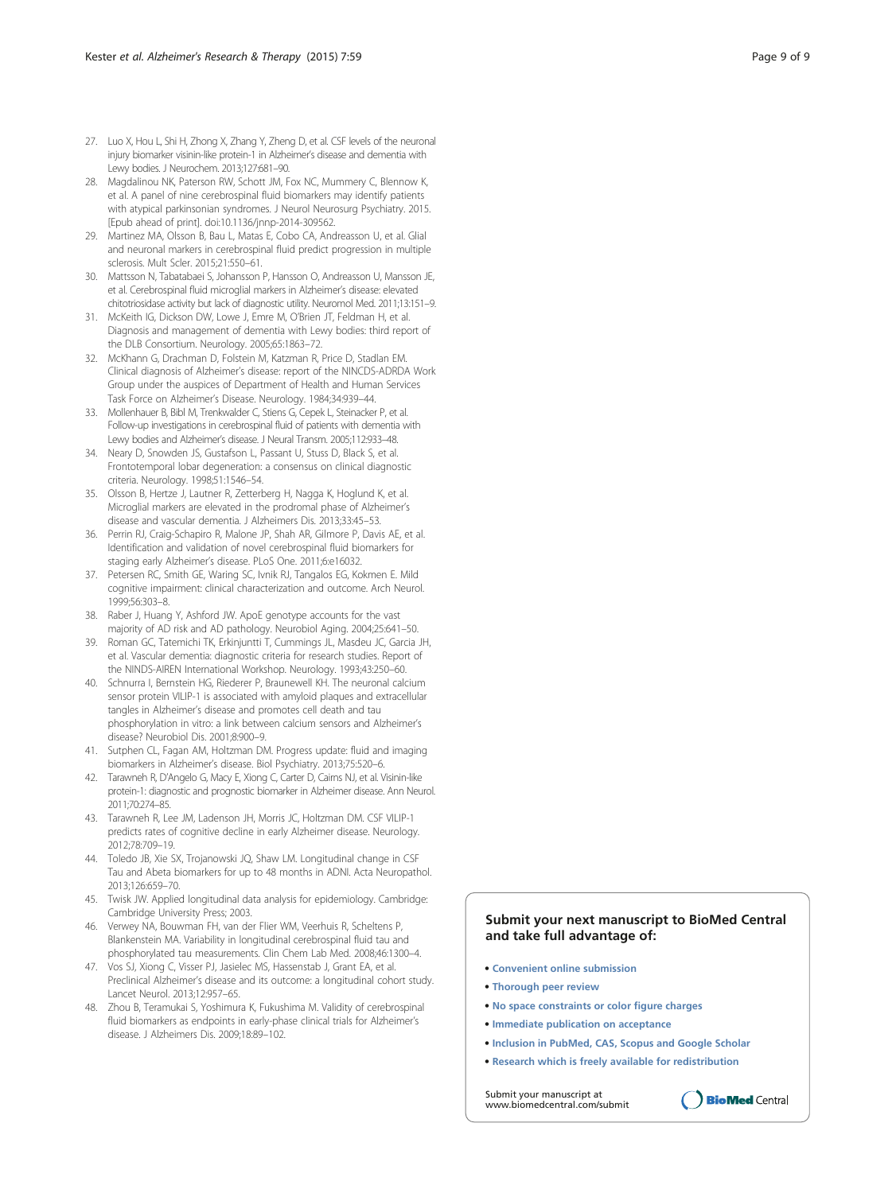27. Luo X, Hou L, Shi H, Zhong X, Zhang Y, Zheng D, et al. CSF levels of the neuronal injury biomarker visinin-like protein-1 in Alzheimer's disease and dementia with Lewy bodies. J Neurochem. 2013;127:681–90.
28. Magdalinou NK, Paterson RW, Schott JM, Fox NC, Mummery C, Blennow K, et al. A panel of nine cerebrospinal fluid biomarkers may identify patients with atypical parkinsonian syndromes. J Neurol Neurosurg Psychiatry. 2015. [Epub ahead of print]. doi:10.1136/jnnp-2014-309562.
29. Martinez MA, Olsson B, Bau L, Matas E, Cobo CA, Andreasson U, et al. Glial and neuronal markers in cerebrospinal fluid predict progression in multiple sclerosis. Mult Scler. 2015;21:550–61.
30. Mattsson N, Tabatabaei S, Johansson P, Hansson O, Andreasson U, Mansson JE, et al. Cerebrospinal fluid microglial markers in Alzheimer's disease: elevated chitotriosidase activity but lack of diagnostic utility. Neuromol Med. 2011;13:151–9.
31. McKeith IG, Dickson DW, Lowe J, Emre M, O'Brien JT, Feldman H, et al. Diagnosis and management of dementia with Lewy bodies: third report of the DLB Consortium. Neurology. 2005;65:1863–72.
32. McKhann G, Drachman D, Folstein M, Katzman R, Price D, Stadlan EM. Clinical diagnosis of Alzheimer's disease: report of the NINCDS-ADRDA Work Group under the auspices of Department of Health and Human Services Task Force on Alzheimer's Disease. Neurology. 1984;34:939–44.
33. Mollenhauer B, Bibl M, Trenkwalder C, Stiens G, Cepek L, Steinacker P, et al. Follow-up investigations in cerebrospinal fluid of patients with dementia with Lewy bodies and Alzheimer's disease. J Neural Transm. 2005;112:933–48.
34. Neary D, Snowden JS, Gustafson L, Passant U, Stuss D, Black S, et al. Frontotemporal lobar degeneration: a consensus on clinical diagnostic criteria. Neurology. 1998;51:1546–54.
35. Olsson B, Hertze J, Lautner R, Zetterberg H, Nagga K, Hoglund K, et al. Microglial markers are elevated in the prodromal phase of Alzheimer's disease and vascular dementia. J Alzheimers Dis. 2013;33:45–53.
36. Perrin RJ, Craig-Schapiro R, Malone JP, Shah AR, Gilmore P, Davis AE, et al. Identification and validation of novel cerebrospinal fluid biomarkers for staging early Alzheimer's disease. PLoS One. 2011;6:e16032.
37. Petersen RC, Smith GE, Waring SC, Ivnik RJ, Tangalos EG, Kokmen E. Mild cognitive impairment: clinical characterization and outcome. Arch Neurol. 1999;56:303–8.
38. Raber J, Huang Y, Ashford JW. ApoE genotype accounts for the vast majority of AD risk and AD pathology. Neurobiol Aging. 2004;25:641–50.
39. Roman GC, Tatemichi TK, Erkinjuntti T, Cummings JL, Masdeu JC, Garcia JH, et al. Vascular dementia: diagnostic criteria for research studies. Report of the NINDS-AIREN International Workshop. Neurology. 1993;43:250–60.
40. Schnurra I, Bernstein HG, Riederer P, Braunewell KH. The neuronal calcium sensor protein VILIP-1 is associated with amyloid plaques and extracellular tangles in Alzheimer's disease and promotes cell death and tau phosphorylation in vitro: a link between calcium sensors and Alzheimer's disease? Neurobiol Dis. 2001;8:900–9.
41. Sutphen CL, Fagan AM, Holtzman DM. Progress update: fluid and imaging biomarkers in Alzheimer's disease. Biol Psychiatry. 2013;75:520–6.
42. Tarawneh R, D'Angelo G, Macy E, Xiong C, Carter D, Cairns NJ, et al. Visinin-like protein-1: diagnostic and prognostic biomarker in Alzheimer disease. Ann Neurol. 2011;70:274–85.
43. Tarawneh R, Lee JM, Ladenson JH, Morris JC, Holtzman DM. CSF VILIP-1 predicts rates of cognitive decline in early Alzheimer disease. Neurology. 2012;78:709–19.
44. Toledo JB, Xie SX, Trojanowski JQ, Shaw LM. Longitudinal change in CSF Tau and Abeta biomarkers for up to 48 months in ADNI. Acta Neuropathol. 2013;126:659–70.
45. Twisk JW. Applied longitudinal data analysis for epidemiology. Cambridge: Cambridge University Press; 2003.
46. Verwey NA, Bouwman FH, van der Flier WM, Veerhuis R, Scheltens P, Blankenstein MA. Variability in longitudinal cerebrospinal fluid tau and phosphorylated tau measurements. Clin Chem Lab Med. 2008;46:1300–4.
47. Vos SJ, Xiong C, Visser PJ, Jasielec MS, Hassenstab J, Grant EA, et al. Preclinical Alzheimer's disease and its outcome: a longitudinal cohort study. Lancet Neurol. 2013;12:957–65.
48. Zhou B, Teramukai S, Yoshimura K, Fukushima M. Validity of cerebrospinal fluid biomarkers as endpoints in early-phase clinical trials for Alzheimer's disease. J Alzheimers Dis. 2009;18:89–102.

**Submit your next manuscript to BioMed Central and take full advantage of:**

- **Convenient online submission**
- **Thorough peer review**
- **No space constraints or color figure charges**
- **Immediate publication on acceptance**
- **Inclusion in PubMed, CAS, Scopus and Google Scholar**
- **Research which is freely available for redistribution**

Submit your manuscript at
www.biomedcentral.com/submit

BioMed Central